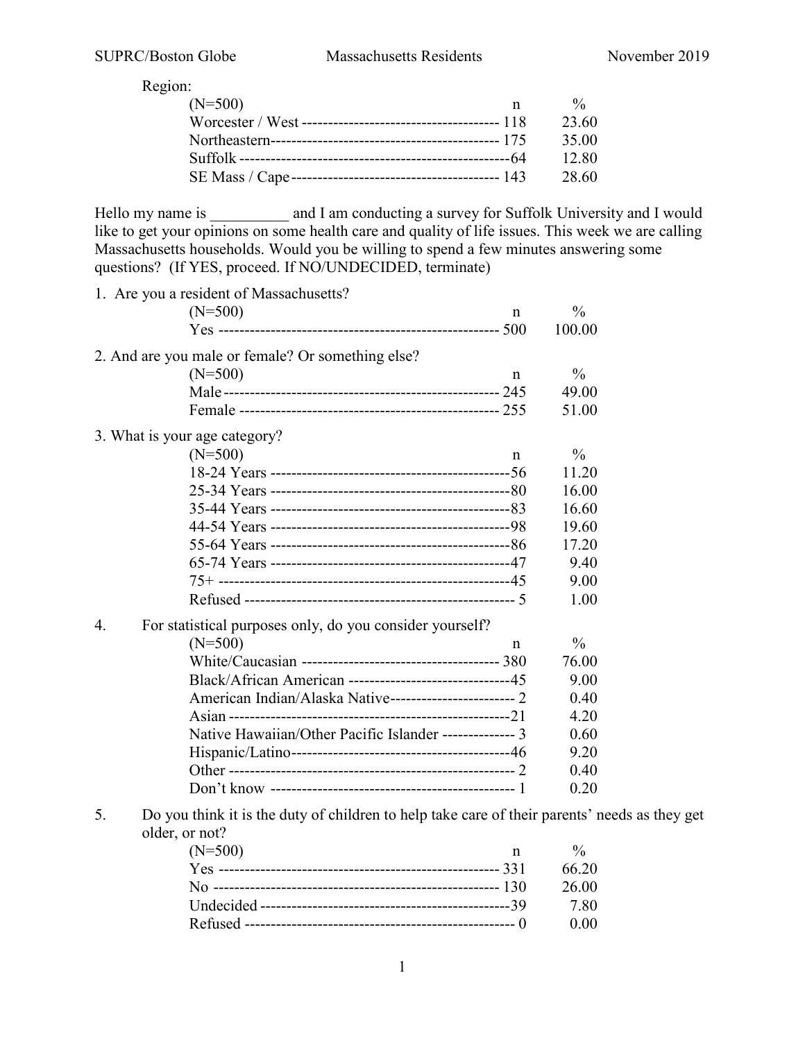Region:

| (N=500) | n | % |
|---|---|---|
| Worcester / West | 118 | 23.60 |
| Northeastern | 175 | 35.00 |
| Suffolk | 64 | 12.80 |
| SE Mass / Cape | 143 | 28.60 |

Hello my name is __________ and I am conducting a survey for Suffolk University and I would like to get your opinions on some health care and quality of life issues. This week we are calling Massachusetts households. Would you be willing to spend a few minutes answering some questions? (If YES, proceed. If NO/UNDECIDED, terminate)

1. Are you a resident of Massachusetts?

| (N=500) | n | % |
|---|---|---|
| Yes | 500 | 100.00 |

2. And are you male or female? Or something else?

| (N=500) | n | % |
|---|---|---|
| Male | 245 | 49.00 |
| Female | 255 | 51.00 |

3. What is your age category?

| (N=500) | n | % |
|---|---|---|
| 18-24 Years | 56 | 11.20 |
| 25-34 Years | 80 | 16.00 |
| 35-44 Years | 83 | 16.60 |
| 44-54 Years | 98 | 19.60 |
| 55-64 Years | 86 | 17.20 |
| 65-74 Years | 47 | 9.40 |
| 75+ | 45 | 9.00 |
| Refused | 5 | 1.00 |

4. For statistical purposes only, do you consider yourself?

| (N=500) | n | % |
|---|---|---|
| White/Caucasian | 380 | 76.00 |
| Black/African American | 45 | 9.00 |
| American Indian/Alaska Native | 2 | 0.40 |
| Asian | 21 | 4.20 |
| Native Hawaiian/Other Pacific Islander | 3 | 0.60 |
| Hispanic/Latino | 46 | 9.20 |
| Other | 2 | 0.40 |
| Don't know | 1 | 0.20 |

5. Do you think it is the duty of children to help take care of their parents' needs as they get older, or not?

| (N=500) | n | % |
|---|---|---|
| Yes | 331 | 66.20 |
| No | 130 | 26.00 |
| Undecided | 39 | 7.80 |
| Refused | 0 | 0.00 |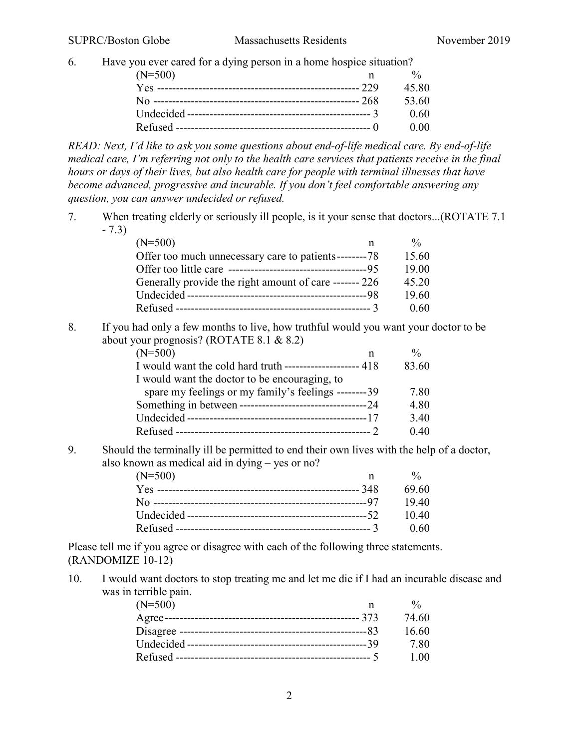6. Have you ever cared for a dying person in a home hospice situation?

| (N=500) | n | % |
|---|---|---|
| Yes | 229 | 45.80 |
| No | 268 | 53.60 |
| Undecided | 3 | 0.60 |
| Refused | 0 | 0.00 |

*READ: Next, I'd like to ask you some questions about end-of-life medical care. By end-of-life medical care, I'm referring not only to the health care services that patients receive in the final hours or days of their lives, but also health care for people with terminal illnesses that have become advanced, progressive and incurable. If you don't feel comfortable answering any question, you can answer undecided or refused.*

7. When treating elderly or seriously ill people, is it your sense that doctors...(ROTATE 7.1 - 7.3)

| (N=500) | n | % |
|---|---|---|
| Offer too much unnecessary care to patients | 78 | 15.60 |
| Offer too little care | 95 | 19.00 |
| Generally provide the right amount of care | 226 | 45.20 |
| Undecided | 98 | 19.60 |
| Refused | 3 | 0.60 |

8. If you had only a few months to live, how truthful would you want your doctor to be about your prognosis? (ROTATE 8.1 & 8.2)

| (N=500) | n | % |
|---|---|---|
| I would want the cold hard truth | 418 | 83.60 |
| I would want the doctor to be encouraging, to spare my feelings or my family's feelings | 39 | 7.80 |
| Something in between | 24 | 4.80 |
| Undecided | 17 | 3.40 |
| Refused | 2 | 0.40 |

9. Should the terminally ill be permitted to end their own lives with the help of a doctor, also known as medical aid in dying – yes or no?

| (N=500) | n | % |
|---|---|---|
| Yes | 348 | 69.60 |
| No | 97 | 19.40 |
| Undecided | 52 | 10.40 |
| Refused | 3 | 0.60 |

Please tell me if you agree or disagree with each of the following three statements. (RANDOMIZE 10-12)

10. I would want doctors to stop treating me and let me die if I had an incurable disease and was in terrible pain.

| (N=500) | n | % |
|---|---|---|
| Agree | 373 | 74.60 |
| Disagree | 83 | 16.60 |
| Undecided | 39 | 7.80 |
| Refused | 5 | 1.00 |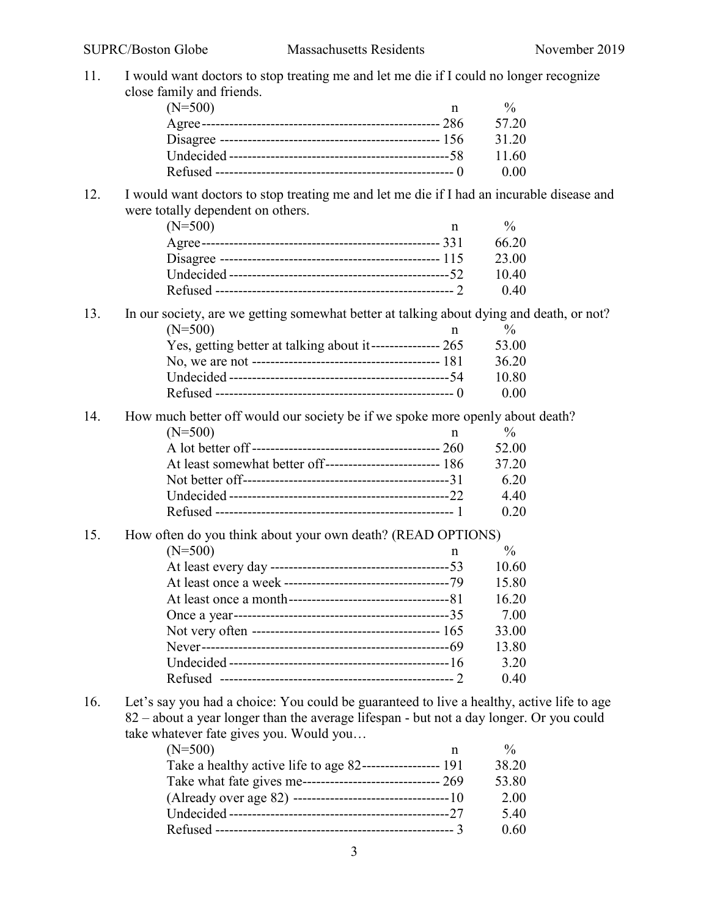11. I would want doctors to stop treating me and let me die if I could no longer recognize close family and friends.

| (N=500) | n | % |
|---|---|---|
| Agree | 286 | 57.20 |
| Disagree | 156 | 31.20 |
| Undecided | 58 | 11.60 |
| Refused | 0 | 0.00 |

12. I would want doctors to stop treating me and let me die if I had an incurable disease and were totally dependent on others.

| (N=500) | n | % |
|---|---|---|
| Agree | 331 | 66.20 |
| Disagree | 115 | 23.00 |
| Undecided | 52 | 10.40 |
| Refused | 2 | 0.40 |

13. In our society, are we getting somewhat better at talking about dying and death, or not?

| (N=500) | n | % |
|---|---|---|
| Yes, getting better at talking about it | 265 | 53.00 |
| No, we are not | 181 | 36.20 |
| Undecided | 54 | 10.80 |
| Refused | 0 | 0.00 |

14. How much better off would our society be if we spoke more openly about death?

| (N=500) | n | % |
|---|---|---|
| A lot better off | 260 | 52.00 |
| At least somewhat better off | 186 | 37.20 |
| Not better off | 31 | 6.20 |
| Undecided | 22 | 4.40 |
| Refused | 1 | 0.20 |

15. How often do you think about your own death? (READ OPTIONS)

| (N=500) | n | % |
|---|---|---|
| At least every day | 53 | 10.60 |
| At least once a week | 79 | 15.80 |
| At least once a month | 81 | 16.20 |
| Once a year | 35 | 7.00 |
| Not very often | 165 | 33.00 |
| Never | 69 | 13.80 |
| Undecided | 16 | 3.20 |
| Refused | 2 | 0.40 |

16. Let's say you had a choice: You could be guaranteed to live a healthy, active life to age 82 – about a year longer than the average lifespan - but not a day longer. Or you could take whatever fate gives you. Would you…

| (N=500) | n | % |
|---|---|---|
| Take a healthy active life to age 82 | 191 | 38.20 |
| Take what fate gives me | 269 | 53.80 |
| (Already over age 82) | 10 | 2.00 |
| Undecided | 27 | 5.40 |
| Refused | 3 | 0.60 |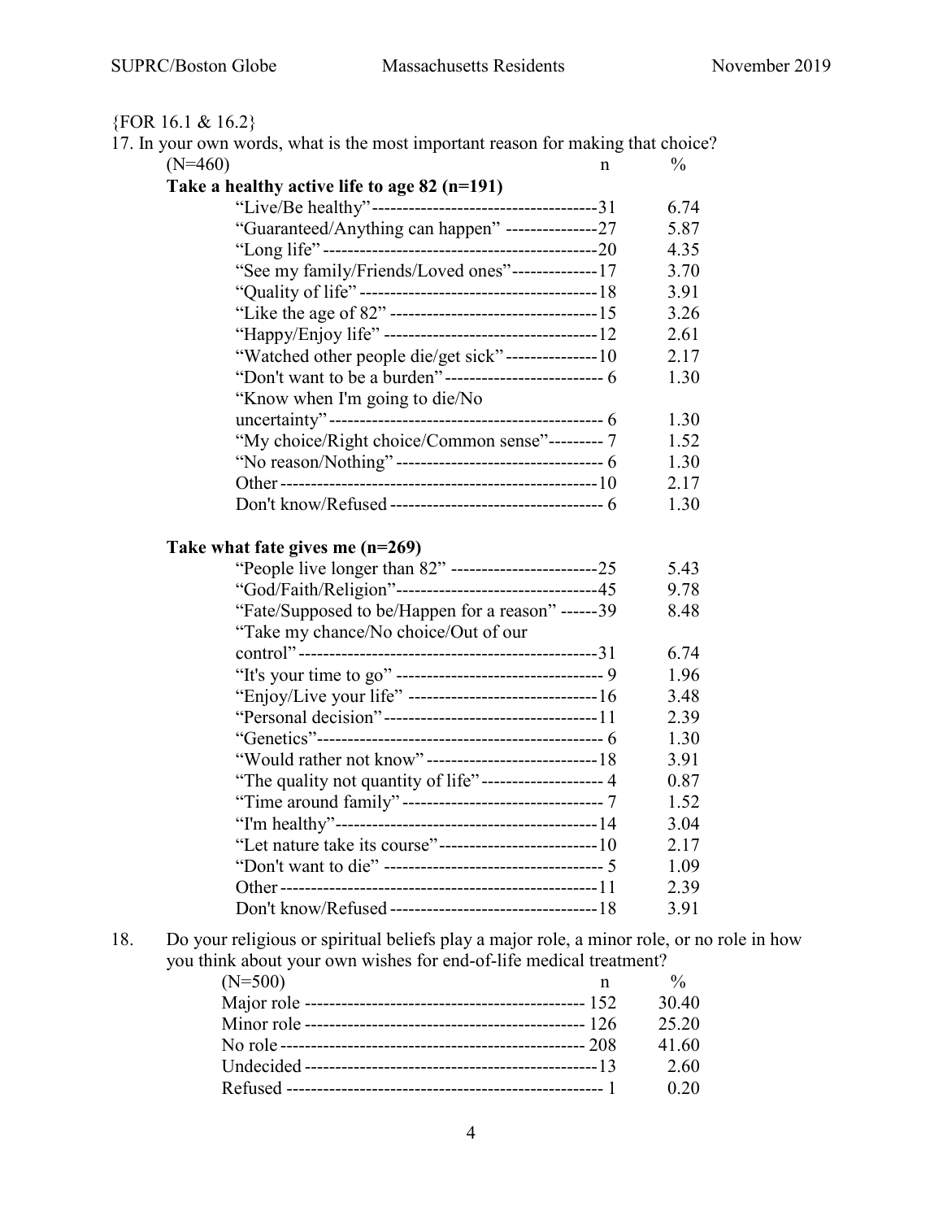{FOR 16.1 & 16.2}

17. In your own words, what is the most important reason for making that choice?

| (N=460) | n | % |
|---|---|---|
| **Take a healthy active life to age 82 (n=191)** | | |
| "Live/Be healthy" | 31 | 6.74 |
| "Guaranteed/Anything can happen" | 27 | 5.87 |
| "Long life" | 20 | 4.35 |
| "See my family/Friends/Loved ones" | 17 | 3.70 |
| "Quality of life" | 18 | 3.91 |
| "Like the age of 82" | 15 | 3.26 |
| "Happy/Enjoy life" | 12 | 2.61 |
| "Watched other people die/get sick" | 10 | 2.17 |
| "Don't want to be a burden" | 6 | 1.30 |
| "Know when I'm going to die/No uncertainty" | 6 | 1.30 |
| "My choice/Right choice/Common sense" | 7 | 1.52 |
| "No reason/Nothing" | 6 | 1.30 |
| Other | 10 | 2.17 |
| Don't know/Refused | 6 | 1.30 |
| **Take what fate gives me (n=269)** | | |
| "People live longer than 82" | 25 | 5.43 |
| "God/Faith/Religion" | 45 | 9.78 |
| "Fate/Supposed to be/Happen for a reason" | 39 | 8.48 |
| "Take my chance/No choice/Out of our control" | 31 | 6.74 |
| "It's your time to go" | 9 | 1.96 |
| "Enjoy/Live your life" | 16 | 3.48 |
| "Personal decision" | 11 | 2.39 |
| "Genetics" | 6 | 1.30 |
| "Would rather not know" | 18 | 3.91 |
| "The quality not quantity of life" | 4 | 0.87 |
| "Time around family" | 7 | 1.52 |
| "I'm healthy" | 14 | 3.04 |
| "Let nature take its course" | 10 | 2.17 |
| "Don't want to die" | 5 | 1.09 |
| Other | 11 | 2.39 |
| Don't know/Refused | 18 | 3.91 |

18. Do your religious or spiritual beliefs play a major role, a minor role, or no role in how you think about your own wishes for end-of-life medical treatment?

| (N=500) | n | % |
|---|---|---|
| Major role | 152 | 30.40 |
| Minor role | 126 | 25.20 |
| No role | 208 | 41.60 |
| Undecided | 13 | 2.60 |
| Refused | 1 | 0.20 |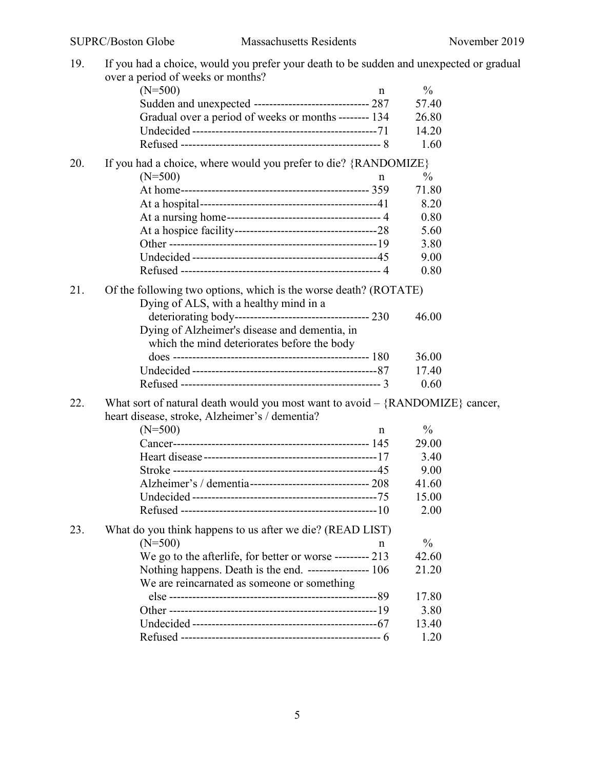19. If you had a choice, would you prefer your death to be sudden and unexpected or gradual over a period of weeks or months?

| (N=500) | n | % |
|---|---|---|
| Sudden and unexpected | 287 | 57.40 |
| Gradual over a period of weeks or months | 134 | 26.80 |
| Undecided | 71 | 14.20 |
| Refused | 8 | 1.60 |

20. If you had a choice, where would you prefer to die? {RANDOMIZE}

| (N=500) | n | % |
|---|---|---|
| At home | 359 | 71.80 |
| At a hospital | 41 | 8.20 |
| At a nursing home | 4 | 0.80 |
| At a hospice facility | 28 | 5.60 |
| Other | 19 | 3.80 |
| Undecided | 45 | 9.00 |
| Refused | 4 | 0.80 |

21. Of the following two options, which is the worse death? (ROTATE)

| | n | % |
|---|---|---|
| Dying of ALS, with a healthy mind in a deteriorating body | 230 | 46.00 |
| Dying of Alzheimer's disease and dementia, in which the mind deteriorates before the body does | 180 | 36.00 |
| Undecided | 87 | 17.40 |
| Refused | 3 | 0.60 |

22. What sort of natural death would you most want to avoid – {RANDOMIZE} cancer, heart disease, stroke, Alzheimer's / dementia?

| (N=500) | n | % |
|---|---|---|
| Cancer | 145 | 29.00 |
| Heart disease | 17 | 3.40 |
| Stroke | 45 | 9.00 |
| Alzheimer's / dementia | 208 | 41.60 |
| Undecided | 75 | 15.00 |
| Refused | 10 | 2.00 |

23. What do you think happens to us after we die? (READ LIST)

| (N=500) | n | % |
|---|---|---|
| We go to the afterlife, for better or worse | 213 | 42.60 |
| Nothing happens. Death is the end. | 106 | 21.20 |
| We are reincarnated as someone or something else | 89 | 17.80 |
| Other | 19 | 3.80 |
| Undecided | 67 | 13.40 |
| Refused | 6 | 1.20 |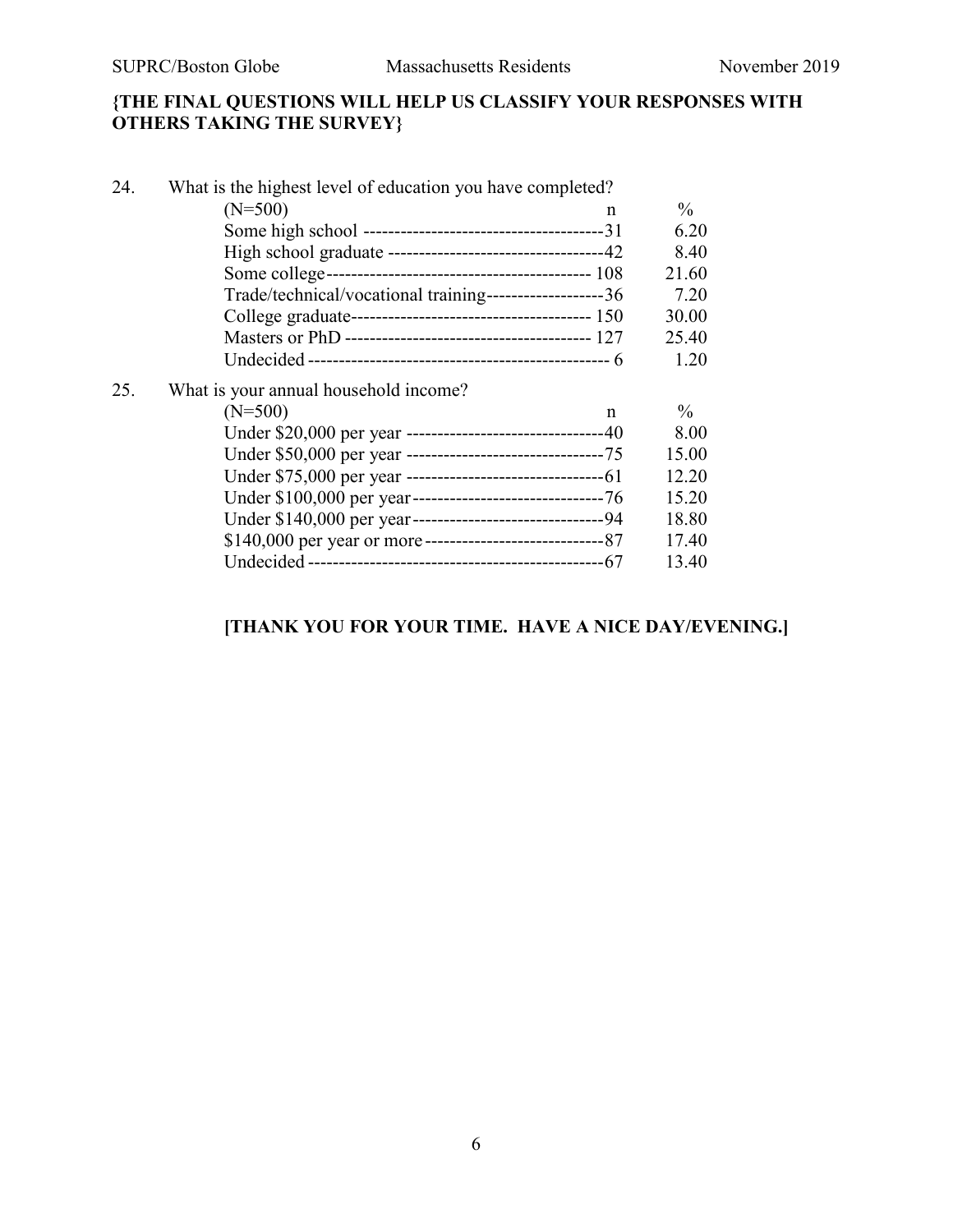**{THE FINAL QUESTIONS WILL HELP US CLASSIFY YOUR RESPONSES WITH OTHERS TAKING THE SURVEY}**

24. What is the highest level of education you have completed?

| (N=500) | n | % |
|---|---|---|
| Some high school | 31 | 6.20 |
| High school graduate | 42 | 8.40 |
| Some college | 108 | 21.60 |
| Trade/technical/vocational training | 36 | 7.20 |
| College graduate | 150 | 30.00 |
| Masters or PhD | 127 | 25.40 |
| Undecided | 6 | 1.20 |

25. What is your annual household income?

| (N=500) | n | % |
|---|---|---|
| Under $20,000 per year | 40 | 8.00 |
| Under $50,000 per year | 75 | 15.00 |
| Under $75,000 per year | 61 | 12.20 |
| Under $100,000 per year | 76 | 15.20 |
| Under $140,000 per year | 94 | 18.80 |
| $140,000 per year or more | 87 | 17.40 |
| Undecided | 67 | 13.40 |

**[THANK YOU FOR YOUR TIME. HAVE A NICE DAY/EVENING.]**